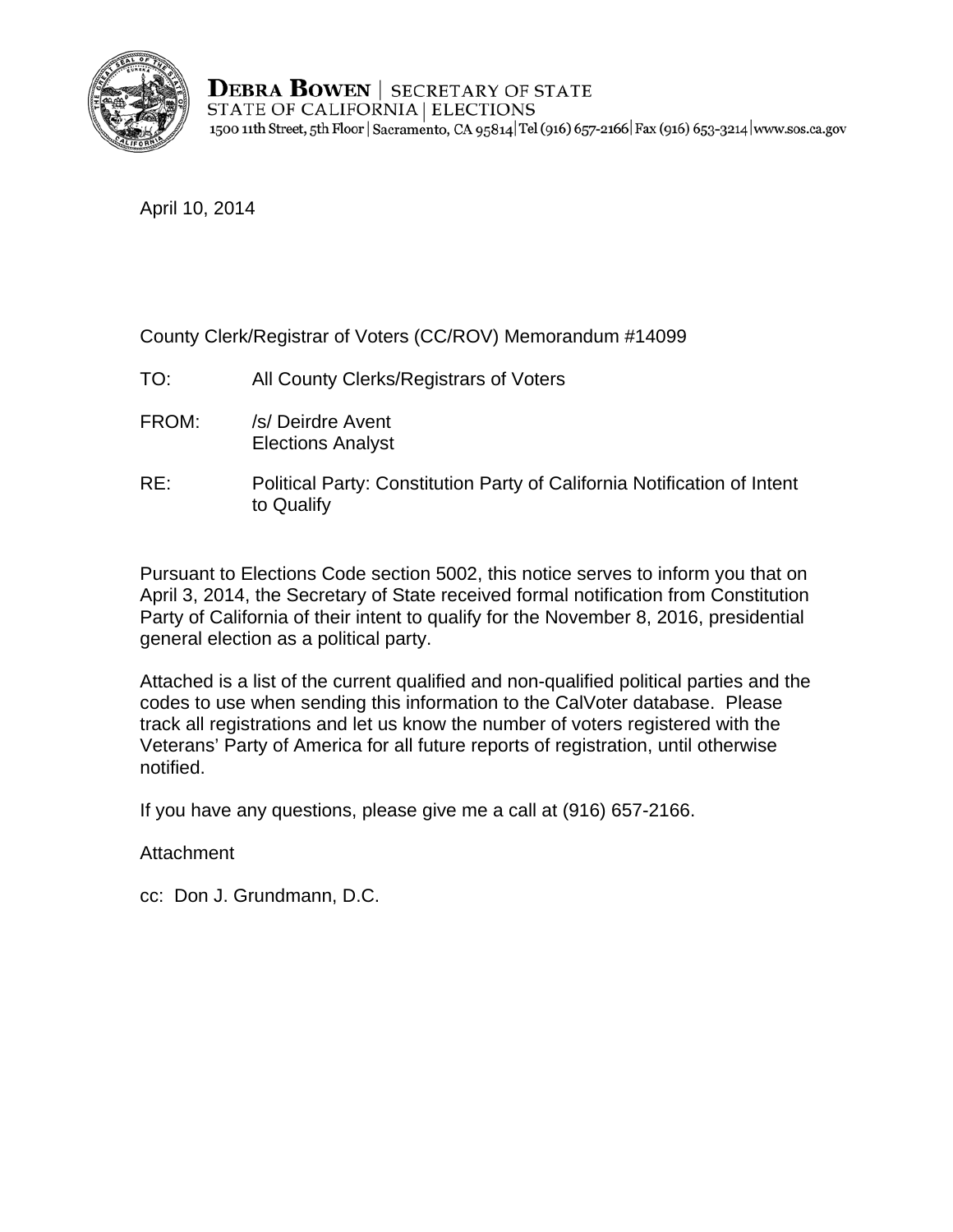**DEBRA BOWEN** | SECRETARY OF STATE
STATE OF CALIFORNIA | ELECTIONS
1500 11th Street, 5th Floor | Sacramento, CA 95814 | Tel (916) 657-2166 | Fax (916) 653-3214 | www.sos.ca.gov

April 10, 2014

County Clerk/Registrar of Voters (CC/ROV) Memorandum #14099

TO: All County Clerks/Registrars of Voters

FROM: /s/ Deirdre Avent
Elections Analyst

RE: Political Party: Constitution Party of California Notification of Intent to Qualify

Pursuant to Elections Code section 5002, this notice serves to inform you that on April 3, 2014, the Secretary of State received formal notification from Constitution Party of California of their intent to qualify for the November 8, 2016, presidential general election as a political party.

Attached is a list of the current qualified and non-qualified political parties and the codes to use when sending this information to the CalVoter database. Please track all registrations and let us know the number of voters registered with the Veterans' Party of America for all future reports of registration, until otherwise notified.

If you have any questions, please give me a call at (916) 657-2166.

Attachment

cc: Don J. Grundmann, D.C.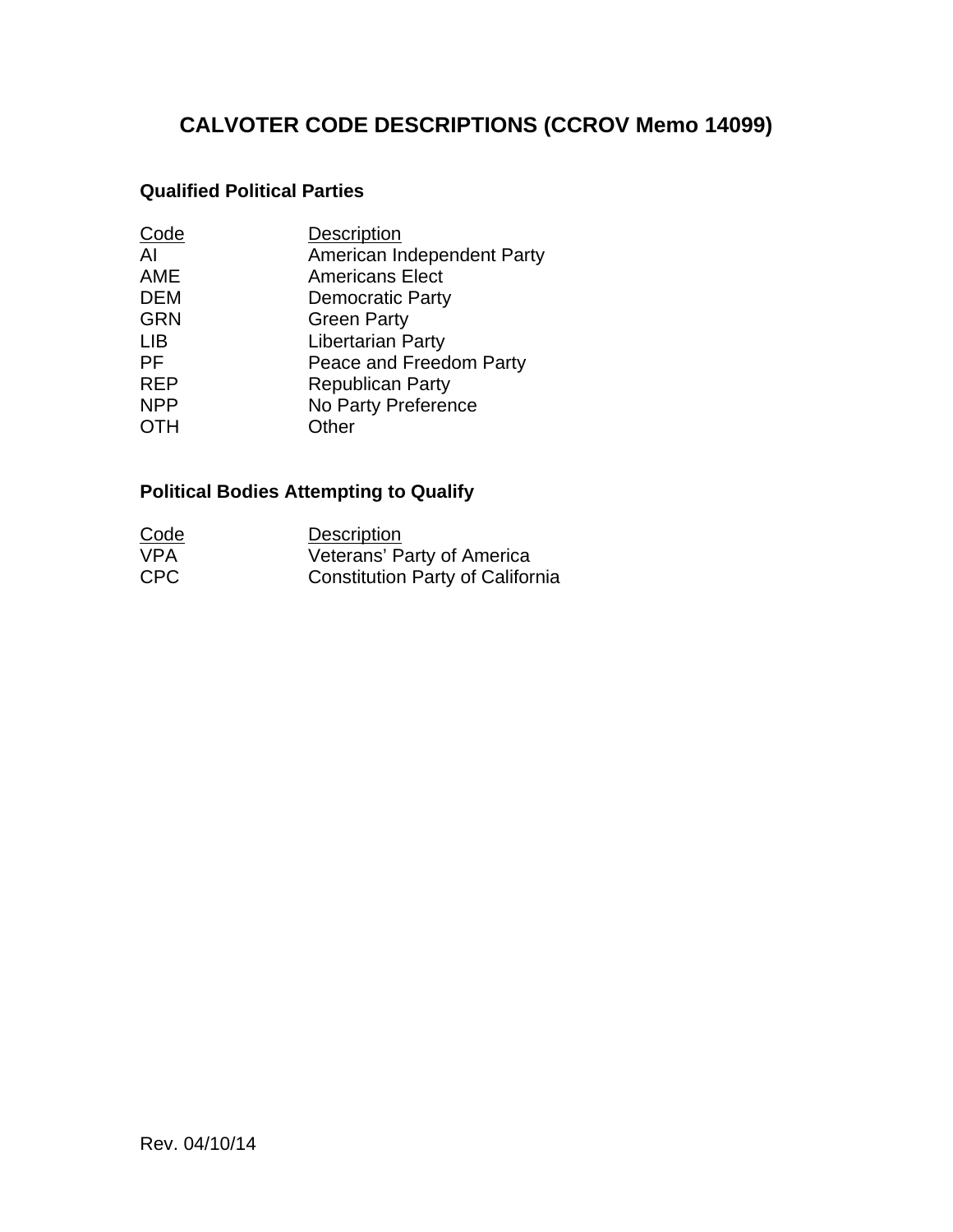# CALVOTER CODE DESCRIPTIONS (CCROV Memo 14099)

## Qualified Political Parties

| Code | Description |
| --- | --- |
| AI | American Independent Party |
| AME | Americans Elect |
| DEM | Democratic Party |
| GRN | Green Party |
| LIB | Libertarian Party |
| PF | Peace and Freedom Party |
| REP | Republican Party |
| NPP | No Party Preference |
| OTH | Other |

## Political Bodies Attempting to Qualify

| Code | Description |
| --- | --- |
| VPA | Veterans' Party of America |
| CPC | Constitution Party of California |

Rev. 04/10/14